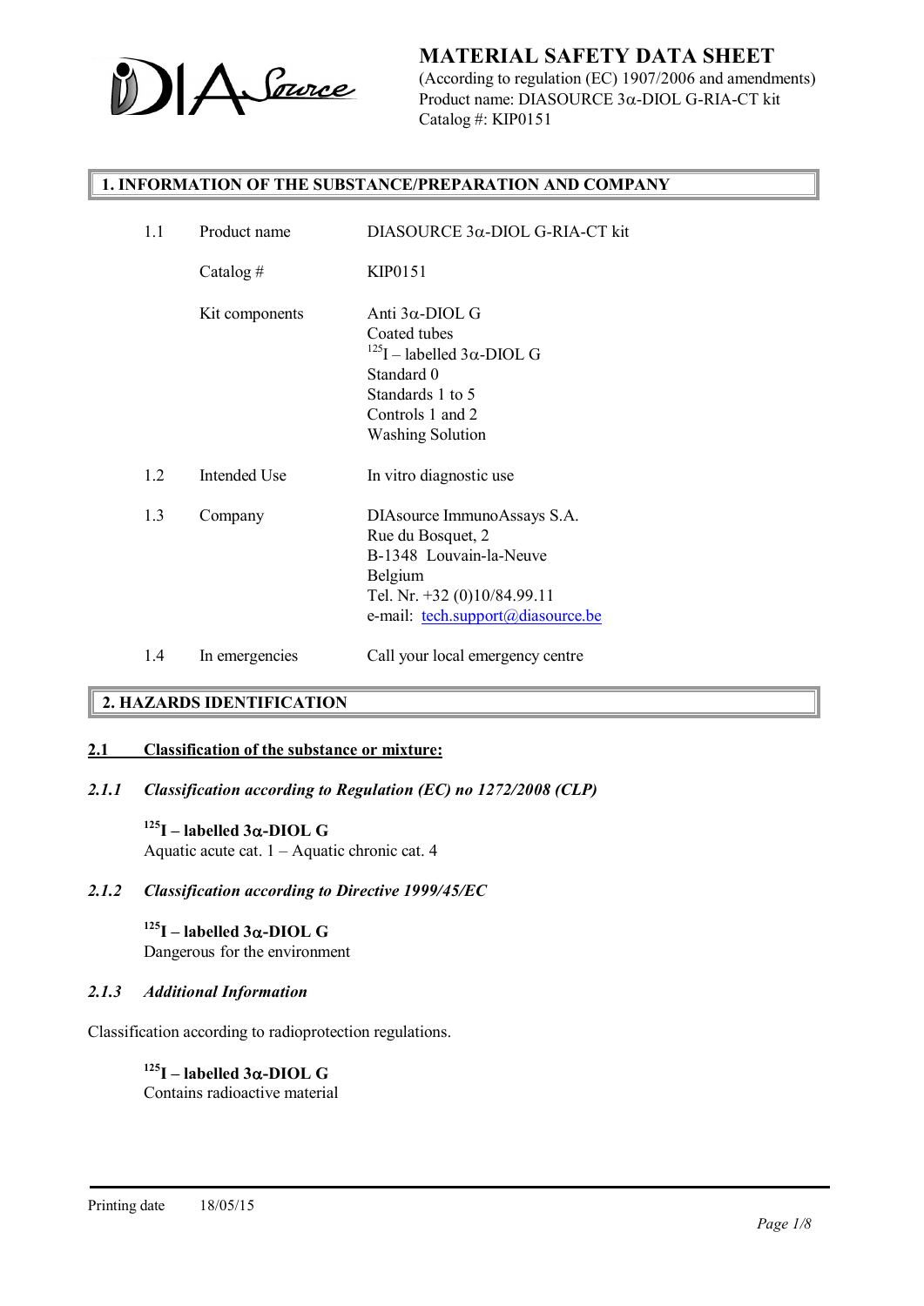# MATERIAL SAFETY DATA SHEET

(According to regulation (EC) 1907/2006 and amendments)
Product name: DIASOURCE 3α-DIOL G-RIA-CT kit
Catalog #: KIP0151

## 1. INFORMATION OF THE SUBSTANCE/PREPARATION AND COMPANY

| | | |
|---|---|---|
| 1.1 | Product name | DIASOURCE 3α-DIOL G-RIA-CT kit |
| | Catalog # | KIP0151 |
| | Kit components | Anti 3α-DIOL G<br>Coated tubes<br>$^{125}$I – labelled 3α-DIOL G<br>Standard 0<br>Standards 1 to 5<br>Controls 1 and 2<br>Washing Solution |
| 1.2 | Intended Use | In vitro diagnostic use |
| 1.3 | Company | DIAsource ImmunoAssays S.A.<br>Rue du Bosquet, 2<br>B-1348 Louvain-la-Neuve<br>Belgium<br>Tel. Nr. +32 (0)10/84.99.11<br>e-mail: tech.support@diasource.be |
| 1.4 | In emergencies | Call your local emergency centre |

## 2. HAZARDS IDENTIFICATION

### 2.1 Classification of the substance or mixture:

#### *2.1.1 Classification according to Regulation (EC) no 1272/2008 (CLP)*

**$^{125}$I – labelled 3α-DIOL G**
Aquatic acute cat. 1 – Aquatic chronic cat. 4

#### *2.1.2 Classification according to Directive 1999/45/EC*

**$^{125}$I – labelled 3α-DIOL G**
Dangerous for the environment

#### *2.1.3 Additional Information*

Classification according to radioprotection regulations.

**$^{125}$I – labelled 3α-DIOL G**
Contains radioactive material

Printing date 18/05/15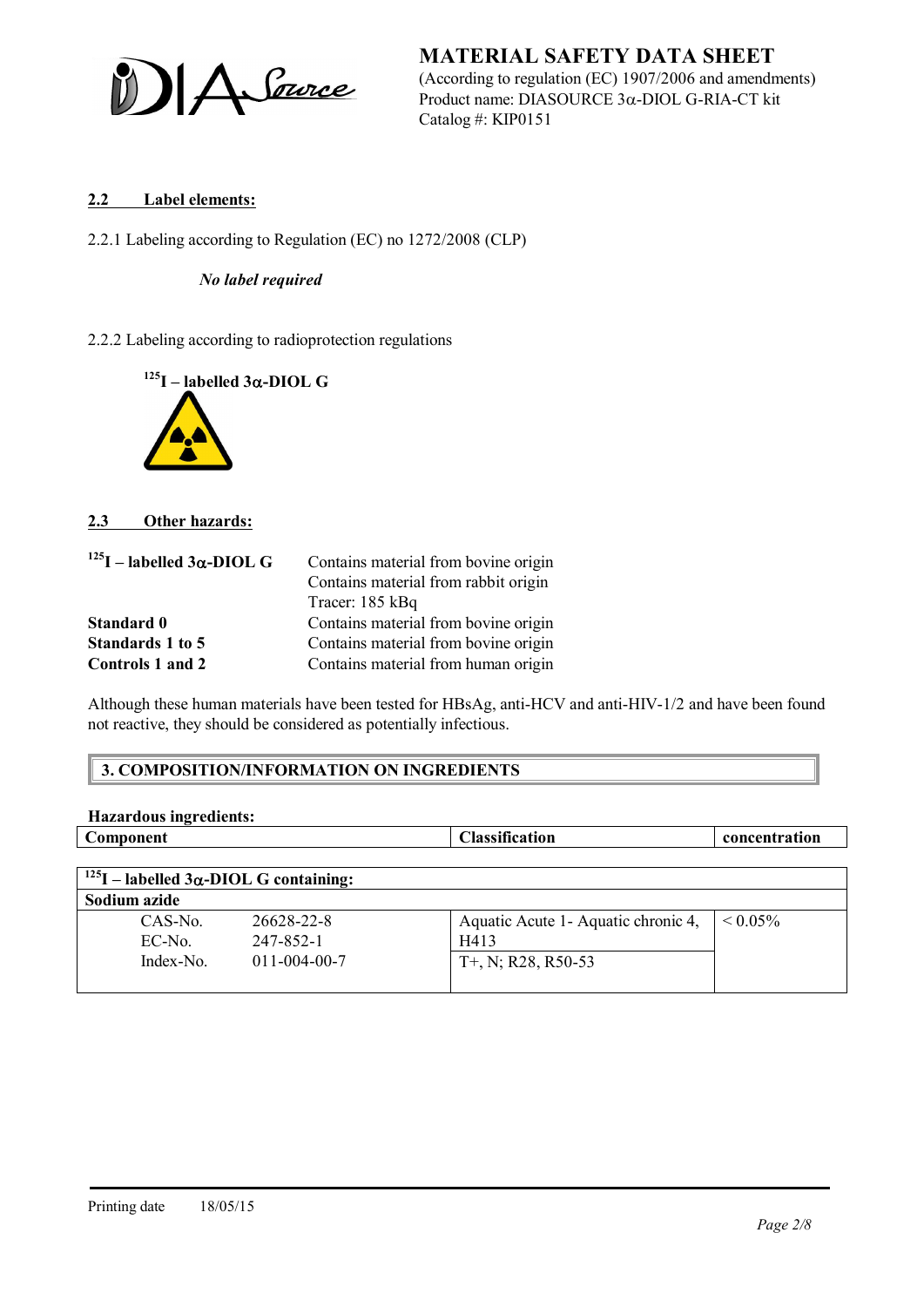## 2.2 Label elements:

2.2.1 Labeling according to Regulation (EC) no 1272/2008 (CLP)

*No label required*

2.2.2 Labeling according to radioprotection regulations

**$^{125}$I – labelled 3α-DIOL G**

## 2.3 Other hazards:

| | |
|---|---|
| **$^{125}$I – labelled 3α-DIOL G** | Contains material from bovine origin<br>Contains material from rabbit origin<br>Tracer: 185 kBq |
| **Standard 0** | Contains material from bovine origin |
| **Standards 1 to 5** | Contains material from bovine origin |
| **Controls 1 and 2** | Contains material from human origin |

Although these human materials have been tested for HBsAg, anti-HCV and anti-HIV-1/2 and have been found not reactive, they should be considered as potentially infectious.

# 3. COMPOSITION/INFORMATION ON INGREDIENTS

**Hazardous ingredients:**

| Component | Classification | concentration |
|---|---|---|
| **$^{125}$I – labelled 3α-DIOL G containing:** | | |
| **Sodium azide** | | |
| CAS-No. 26628-22-8<br>EC-No. 247-852-1<br>Index-No. 011-004-00-7 | Aquatic Acute 1- Aquatic chronic 4, H413<br>T+, N; R28, R50-53 | < 0.05% |

Printing date 18/05/15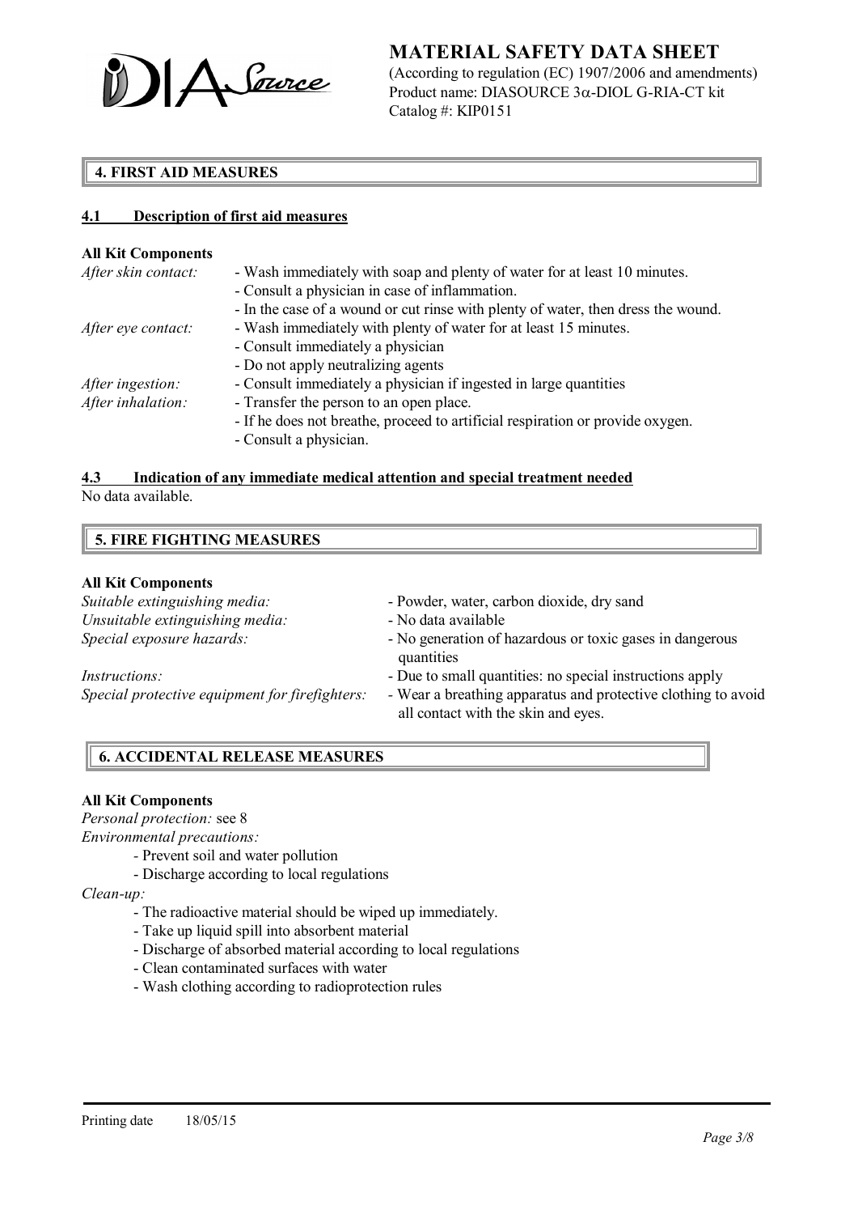## 4. FIRST AID MEASURES

### 4.1 Description of first aid measures

**All Kit Components**

*After skin contact:*
- Wash immediately with soap and plenty of water for at least 10 minutes.
- Consult a physician in case of inflammation.
- In the case of a wound or cut rinse with plenty of water, then dress the wound.

*After eye contact:*
- Wash immediately with plenty of water for at least 15 minutes.
- Consult immediately a physician
- Do not apply neutralizing agents

*After ingestion:*
- Consult immediately a physician if ingested in large quantities

*After inhalation:*
- Transfer the person to an open place.
- If he does not breathe, proceed to artificial respiration or provide oxygen.
- Consult a physician.

### 4.3 Indication of any immediate medical attention and special treatment needed

No data available.

## 5. FIRE FIGHTING MEASURES

**All Kit Components**

*Suitable extinguishing media:* - Powder, water, carbon dioxide, dry sand

*Unsuitable extinguishing media:* - No data available

*Special exposure hazards:* - No generation of hazardous or toxic gases in dangerous quantities

*Instructions:* - Due to small quantities: no special instructions apply

*Special protective equipment for firefighters:* - Wear a breathing apparatus and protective clothing to avoid all contact with the skin and eyes.

## 6. ACCIDENTAL RELEASE MEASURES

**All Kit Components**

*Personal protection:* see 8

*Environmental precautions:*
- Prevent soil and water pollution
- Discharge according to local regulations

*Clean-up:*
- The radioactive material should be wiped up immediately.
- Take up liquid spill into absorbent material
- Discharge of absorbed material according to local regulations
- Clean contaminated surfaces with water
- Wash clothing according to radioprotection rules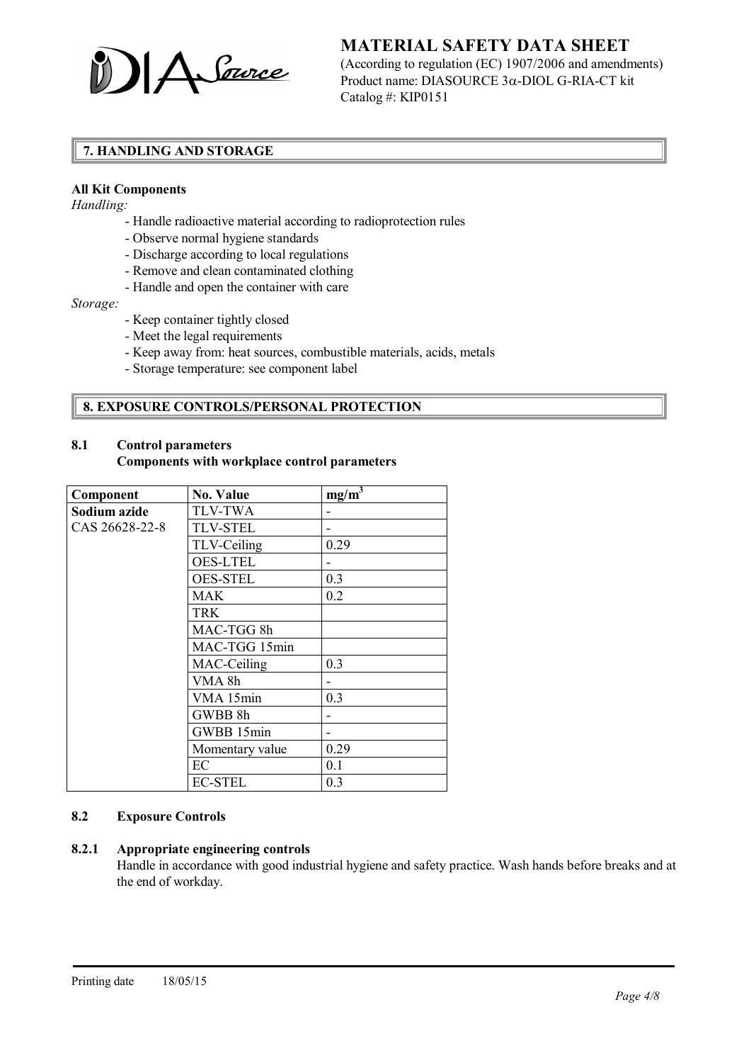## 7. HANDLING AND STORAGE

**All Kit Components**

*Handling:*

- Handle radioactive material according to radioprotection rules
- Observe normal hygiene standards
- Discharge according to local regulations
- Remove and clean contaminated clothing
- Handle and open the container with care

*Storage:*

- Keep container tightly closed
- Meet the legal requirements
- Keep away from: heat sources, combustible materials, acids, metals
- Storage temperature: see component label

## 8. EXPOSURE CONTROLS/PERSONAL PROTECTION

### 8.1 Control parameters

**Components with workplace control parameters**

| Component | No. Value | $mg/m^3$ |
|---|---|---|
| **Sodium azide** CAS 26628-22-8 | TLV-TWA | - |
| | TLV-STEL | - |
| | TLV-Ceiling | 0.29 |
| | OES-LTEL | - |
| | OES-STEL | 0.3 |
| | MAK | 0.2 |
| | TRK | |
| | MAC-TGG 8h | |
| | MAC-TGG 15min | |
| | MAC-Ceiling | 0.3 |
| | VMA 8h | - |
| | VMA 15min | 0.3 |
| | GWBB 8h | - |
| | GWBB 15min | - |
| | Momentary value | 0.29 |
| | EC | 0.1 |
| | EC-STEL | 0.3 |

### 8.2 Exposure Controls

#### 8.2.1 Appropriate engineering controls

Handle in accordance with good industrial hygiene and safety practice. Wash hands before breaks and at the end of workday.

Printing date 18/05/15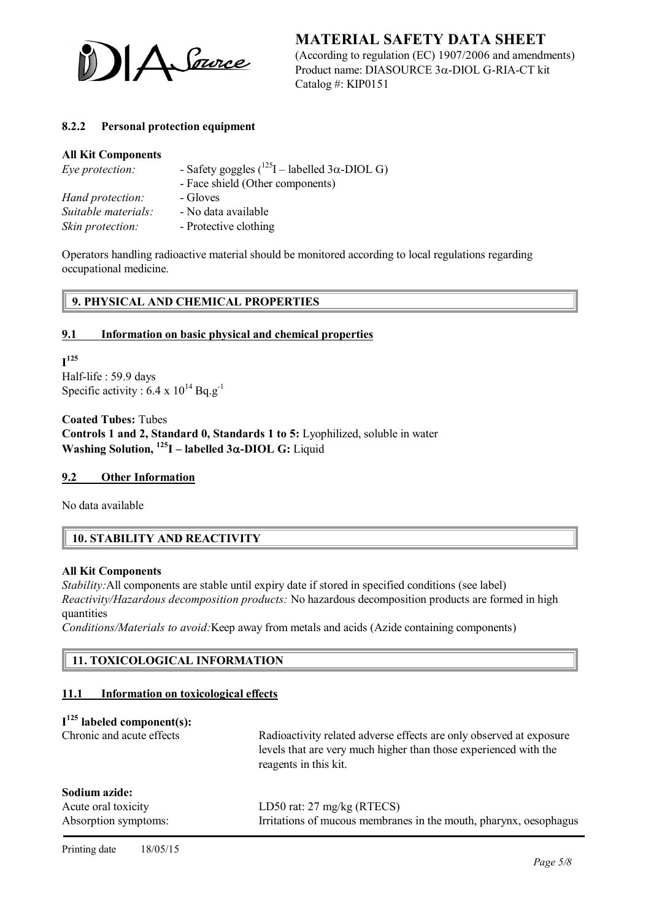### 8.2.2 Personal protection equipment

**All Kit Components**

| | |
|---|---|
| *Eye protection:* | - Safety goggles ($^{125}I$ – labelled 3α-DIOL G) |
| | - Face shield (Other components) |
| *Hand protection:* | - Gloves |
| *Suitable materials:* | - No data available |
| *Skin protection:* | - Protective clothing |

Operators handling radioactive material should be monitored according to local regulations regarding occupational medicine.

## 9. PHYSICAL AND CHEMICAL PROPERTIES

### 9.1 Information on basic physical and chemical properties

**$I^{125}$**

Half-life : 59.9 days

Specific activity : $6.4 \times 10^{14}$ $Bq.g^{-1}$

**Coated Tubes:** Tubes

**Controls 1 and 2, Standard 0, Standards 1 to 5:** Lyophilized, soluble in water

**Washing Solution, $^{125}I$ – labelled 3α-DIOL G:** Liquid

### 9.2 Other Information

No data available

## 10. STABILITY AND REACTIVITY

**All Kit Components**

*Stability:* All components are stable until expiry date if stored in specified conditions (see label)

*Reactivity/Hazardous decomposition products:* No hazardous decomposition products are formed in high quantities

*Conditions/Materials to avoid:* Keep away from metals and acids (Azide containing components)

## 11. TOXICOLOGICAL INFORMATION

### 11.1 Information on toxicological effects

**$I^{125}$ labeled component(s):**

| | |
|---|---|
| Chronic and acute effects | Radioactivity related adverse effects are only observed at exposure levels that are very much higher than those experienced with the reagents in this kit. |

**Sodium azide:**

| | |
|---|---|
| Acute oral toxicity | LD50 rat: 27 mg/kg (RTECS) |
| Absorption symptoms: | Irritations of mucous membranes in the mouth, pharynx, oesophagus |

Printing date 18/05/15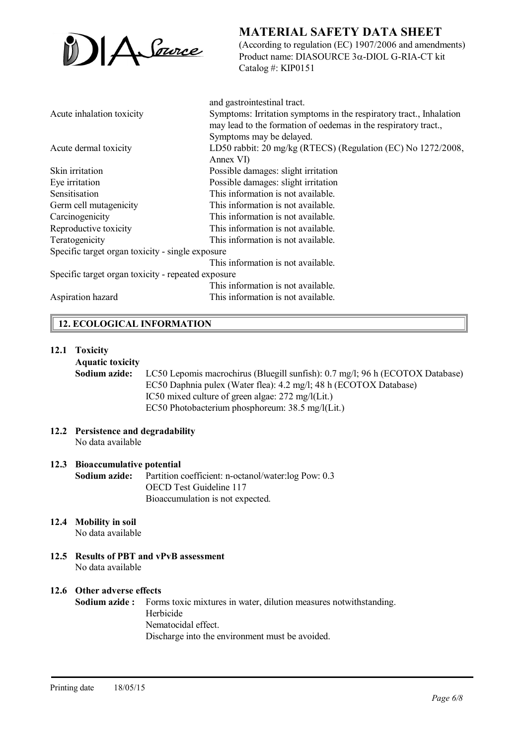| | |
|---|---|
| | and gastrointestinal tract. |
| Acute inhalation toxicity | Symptoms: Irritation symptoms in the respiratory tract., Inhalation may lead to the formation of oedemas in the respiratory tract., Symptoms may be delayed. |
| Acute dermal toxicity | LD50 rabbit: 20 mg/kg (RTECS) (Regulation (EC) No 1272/2008, Annex VI) |
| Skin irritation | Possible damages: slight irritation |
| Eye irritation | Possible damages: slight irritation |
| Sensitisation | This information is not available. |
| Germ cell mutagenicity | This information is not available. |
| Carcinogenicity | This information is not available. |
| Reproductive toxicity | This information is not available. |
| Teratogenicity | This information is not available. |
| Specific target organ toxicity - single exposure | This information is not available. |
| Specific target organ toxicity - repeated exposure | This information is not available. |
| Aspiration hazard | This information is not available. |

## 12. ECOLOGICAL INFORMATION

### 12.1 Toxicity

**Aquatic toxicity**

**Sodium azide:** LC50 Lepomis macrochirus (Bluegill sunfish): 0.7 mg/l; 96 h (ECOTOX Database)
EC50 Daphnia pulex (Water flea): 4.2 mg/l; 48 h (ECOTOX Database)
IC50 mixed culture of green algae: 272 mg/l(Lit.)
EC50 Photobacterium phosphoreum: 38.5 mg/l(Lit.)

### 12.2 Persistence and degradability

No data available

### 12.3 Bioaccumulative potential

**Sodium azide:** Partition coefficient: n-octanol/water:log Pow: 0.3
OECD Test Guideline 117
Bioaccumulation is not expected.

### 12.4 Mobility in soil

No data available

### 12.5 Results of PBT and vPvB assessment

No data available

### 12.6 Other adverse effects

**Sodium azide :** Forms toxic mixtures in water, dilution measures notwithstanding.
Herbicide
Nematocidal effect.
Discharge into the environment must be avoided.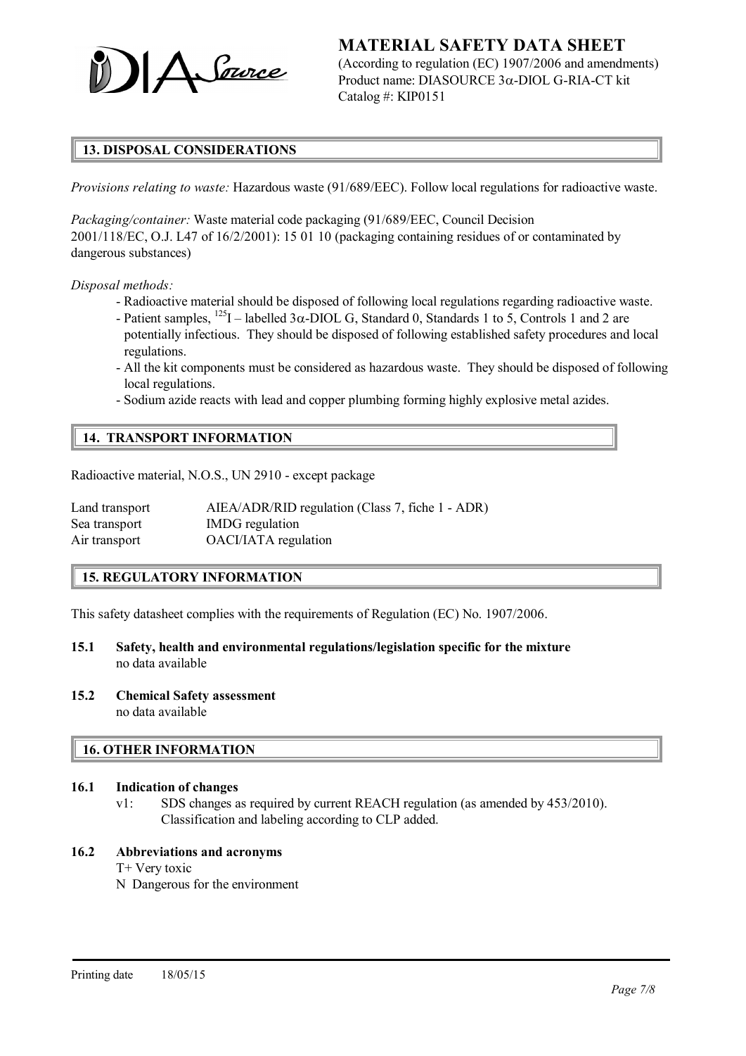## 13. DISPOSAL CONSIDERATIONS

*Provisions relating to waste:* Hazardous waste (91/689/EEC). Follow local regulations for radioactive waste.

*Packaging/container:* Waste material code packaging (91/689/EEC, Council Decision 2001/118/EC, O.J. L47 of 16/2/2001): 15 01 10 (packaging containing residues of or contaminated by dangerous substances)

*Disposal methods:*

- Radioactive material should be disposed of following local regulations regarding radioactive waste.
- Patient samples, $^{125}$I – labelled 3α-DIOL G, Standard 0, Standards 1 to 5, Controls 1 and 2 are potentially infectious. They should be disposed of following established safety procedures and local regulations.
- All the kit components must be considered as hazardous waste. They should be disposed of following local regulations.
- Sodium azide reacts with lead and copper plumbing forming highly explosive metal azides.

## 14. TRANSPORT INFORMATION

Radioactive material, N.O.S., UN 2910 - except package

| | |
|---|---|
| Land transport | AIEA/ADR/RID regulation (Class 7, fiche 1 - ADR) |
| Sea transport | IMDG regulation |
| Air transport | OACI/IATA regulation |

## 15. REGULATORY INFORMATION

This safety datasheet complies with the requirements of Regulation (EC) No. 1907/2006.

**15.1 Safety, health and environmental regulations/legislation specific for the mixture**
no data available

**15.2 Chemical Safety assessment**
no data available

## 16. OTHER INFORMATION

**16.1 Indication of changes**

v1: SDS changes as required by current REACH regulation (as amended by 453/2010). Classification and labeling according to CLP added.

**16.2 Abbreviations and acronyms**

T+ Very toxic
N Dangerous for the environment

Printing date 18/05/15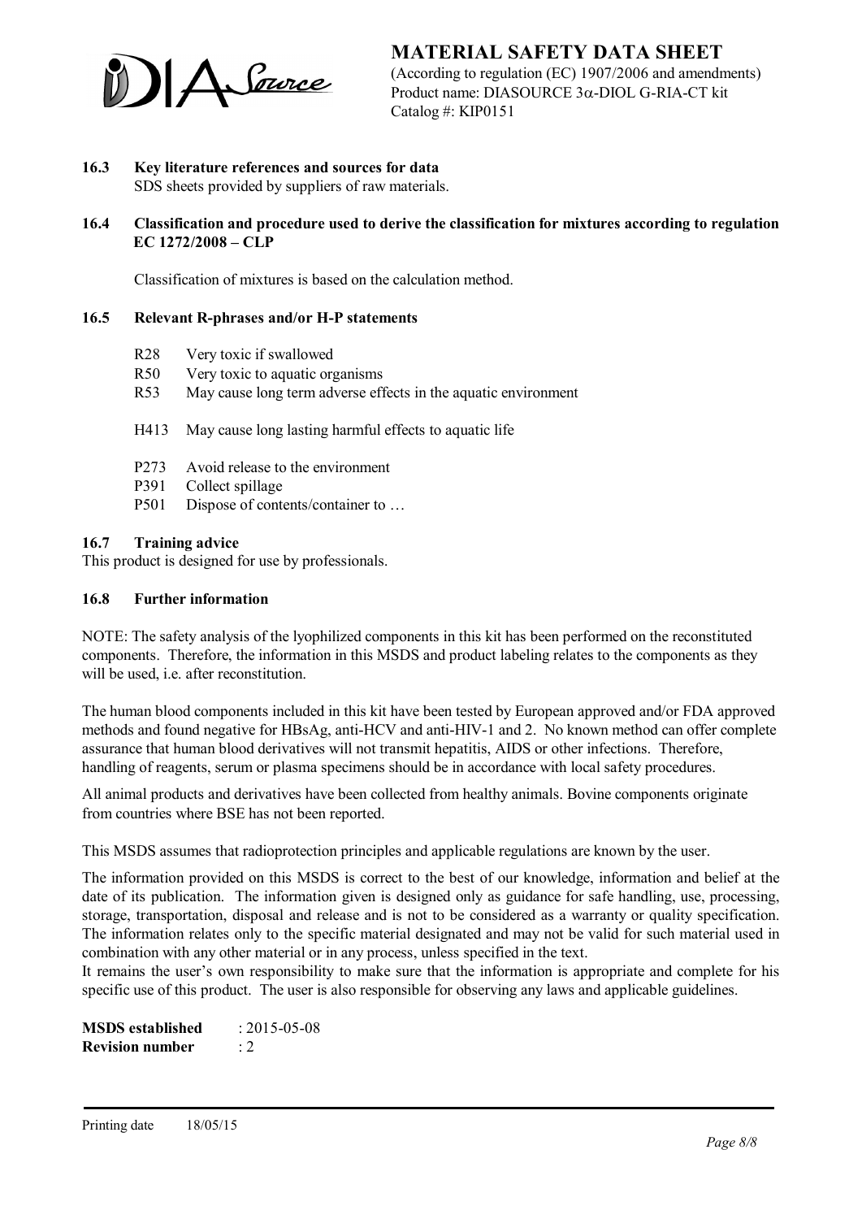### 16.3 Key literature references and sources for data

SDS sheets provided by suppliers of raw materials.

### 16.4 Classification and procedure used to derive the classification for mixtures according to regulation EC 1272/2008 – CLP

Classification of mixtures is based on the calculation method.

### 16.5 Relevant R-phrases and/or H-P statements

R28 Very toxic if swallowed
R50 Very toxic to aquatic organisms
R53 May cause long term adverse effects in the aquatic environment

H413 May cause long lasting harmful effects to aquatic life

P273 Avoid release to the environment
P391 Collect spillage
P501 Dispose of contents/container to …

### 16.7 Training advice

This product is designed for use by professionals.

### 16.8 Further information

NOTE: The safety analysis of the lyophilized components in this kit has been performed on the reconstituted components. Therefore, the information in this MSDS and product labeling relates to the components as they will be used, i.e. after reconstitution.

The human blood components included in this kit have been tested by European approved and/or FDA approved methods and found negative for HBsAg, anti-HCV and anti-HIV-1 and 2. No known method can offer complete assurance that human blood derivatives will not transmit hepatitis, AIDS or other infections. Therefore, handling of reagents, serum or plasma specimens should be in accordance with local safety procedures.

All animal products and derivatives have been collected from healthy animals. Bovine components originate from countries where BSE has not been reported.

This MSDS assumes that radioprotection principles and applicable regulations are known by the user.

The information provided on this MSDS is correct to the best of our knowledge, information and belief at the date of its publication. The information given is designed only as guidance for safe handling, use, processing, storage, transportation, disposal and release and is not to be considered as a warranty or quality specification. The information relates only to the specific material designated and may not be valid for such material used in combination with any other material or in any process, unless specified in the text.
It remains the user's own responsibility to make sure that the information is appropriate and complete for his specific use of this product. The user is also responsible for observing any laws and applicable guidelines.

**MSDS established** : 2015-05-08
**Revision number** : 2

Printing date 18/05/15